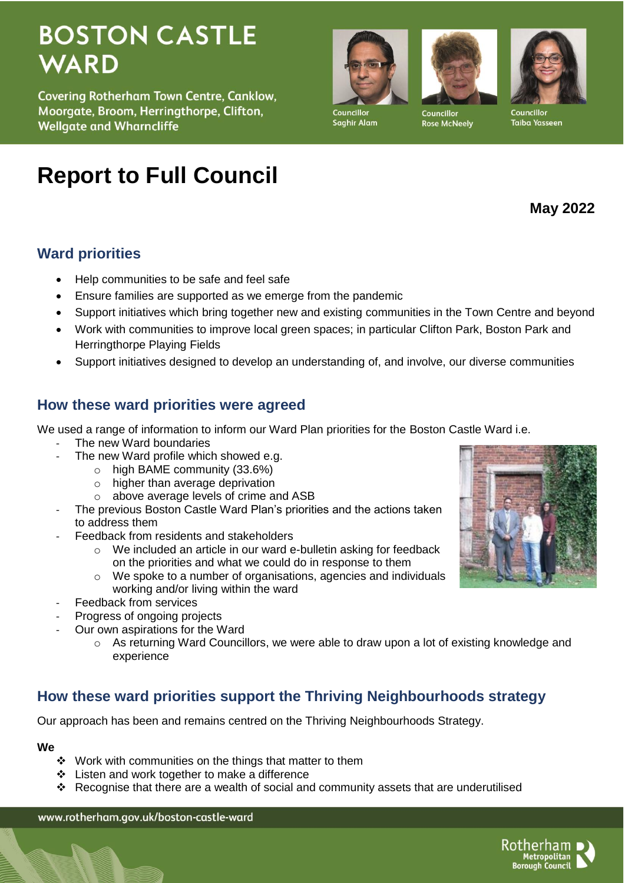# BOSTON CASTLE WARD

Covering Rotherham Town Centre, Canklow, Moorgate, Broom, Herringthorpe, Clifton, Wellgate and Wharncliffe

Councillor Saghir Alam

Councillor Rose McNeely

Councillor Taiba Yasseen

# Report to Full Council

**May 2022**

## Ward priorities

- Help communities to be safe and feel safe
- Ensure families are supported as we emerge from the pandemic
- Support initiatives which bring together new and existing communities in the Town Centre and beyond
- Work with communities to improve local green spaces; in particular Clifton Park, Boston Park and Herringthorpe Playing Fields
- Support initiatives designed to develop an understanding of, and involve, our diverse communities

## How these ward priorities were agreed

We used a range of information to inform our Ward Plan priorities for the Boston Castle Ward i.e.

- The new Ward boundaries
- The new Ward profile which showed e.g.
    - high BAME community (33.6%)
    - higher than average deprivation
    - above average levels of crime and ASB
- The previous Boston Castle Ward Plan's priorities and the actions taken to address them
- Feedback from residents and stakeholders
    - We included an article in our ward e-bulletin asking for feedback on the priorities and what we could do in response to them
    - We spoke to a number of organisations, agencies and individuals working and/or living within the ward
- Feedback from services
- Progress of ongoing projects
- Our own aspirations for the Ward
    - As returning Ward Councillors, we were able to draw upon a lot of existing knowledge and experience

## How these ward priorities support the Thriving Neighbourhoods strategy

Our approach has been and remains centred on the Thriving Neighbourhoods Strategy.

**We**

- Work with communities on the things that matter to them
- Listen and work together to make a difference
- Recognise that there are a wealth of social and community assets that are underutilised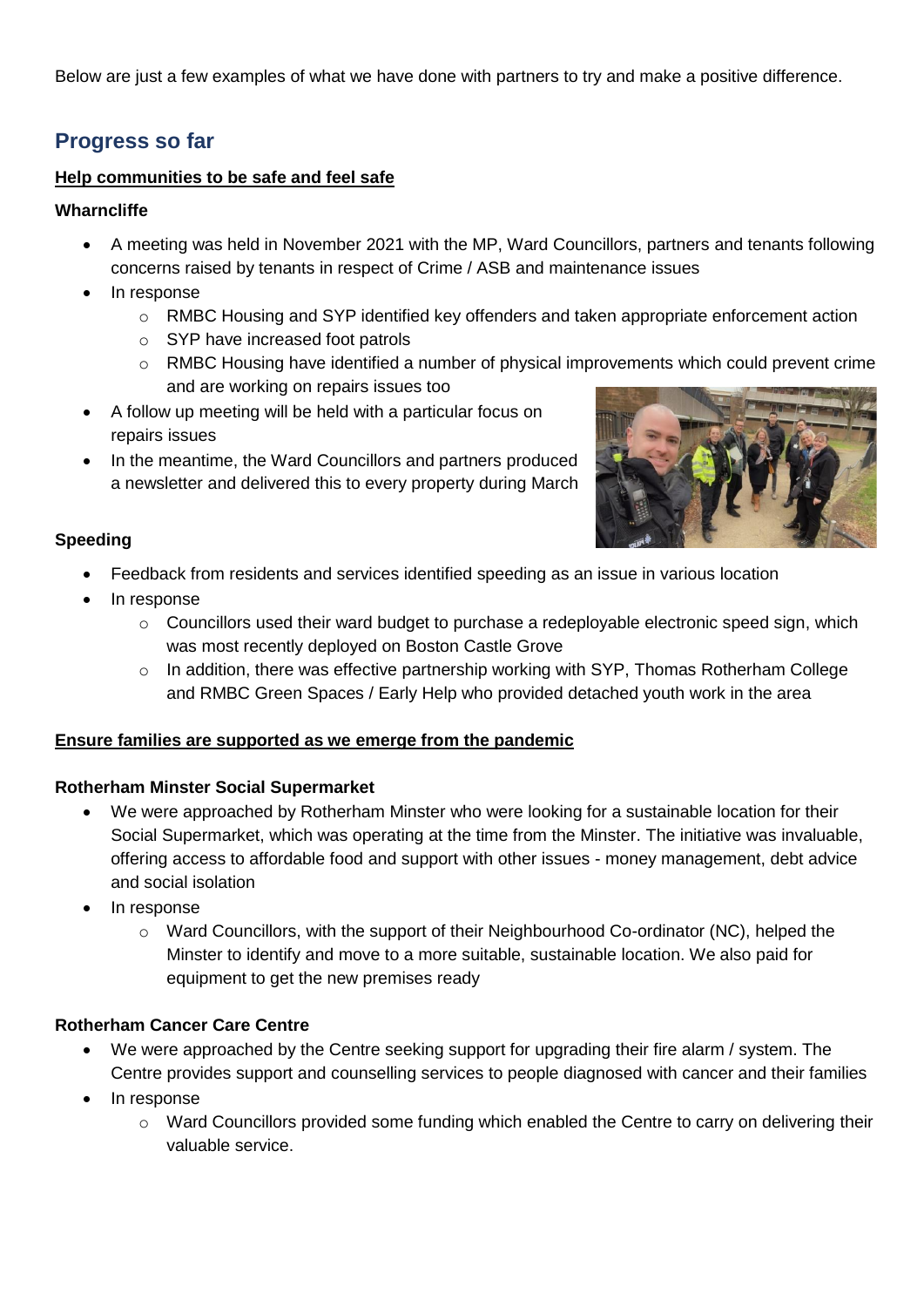Below are just a few examples of what we have done with partners to try and make a positive difference.

## Progress so far

**Help communities to be safe and feel safe**

**Wharncliffe**

- A meeting was held in November 2021 with the MP, Ward Councillors, partners and tenants following concerns raised by tenants in respect of Crime / ASB and maintenance issues
- In response
  - RMBC Housing and SYP identified key offenders and taken appropriate enforcement action
  - SYP have increased foot patrols
  - RMBC Housing have identified a number of physical improvements which could prevent crime and are working on repairs issues too
- A follow up meeting will be held with a particular focus on repairs issues
- In the meantime, the Ward Councillors and partners produced a newsletter and delivered this to every property during March

**Speeding**

- Feedback from residents and services identified speeding as an issue in various location
- In response
  - Councillors used their ward budget to purchase a redeployable electronic speed sign, which was most recently deployed on Boston Castle Grove
  - In addition, there was effective partnership working with SYP, Thomas Rotherham College and RMBC Green Spaces / Early Help who provided detached youth work in the area

**Ensure families are supported as we emerge from the pandemic**

**Rotherham Minster Social Supermarket**

- We were approached by Rotherham Minster who were looking for a sustainable location for their Social Supermarket, which was operating at the time from the Minster. The initiative was invaluable, offering access to affordable food and support with other issues - money management, debt advice and social isolation
- In response
  - Ward Councillors, with the support of their Neighbourhood Co-ordinator (NC), helped the Minster to identify and move to a more suitable, sustainable location. We also paid for equipment to get the new premises ready

**Rotherham Cancer Care Centre**

- We were approached by the Centre seeking support for upgrading their fire alarm / system. The Centre provides support and counselling services to people diagnosed with cancer and their families
- In response
  - Ward Councillors provided some funding which enabled the Centre to carry on delivering their valuable service.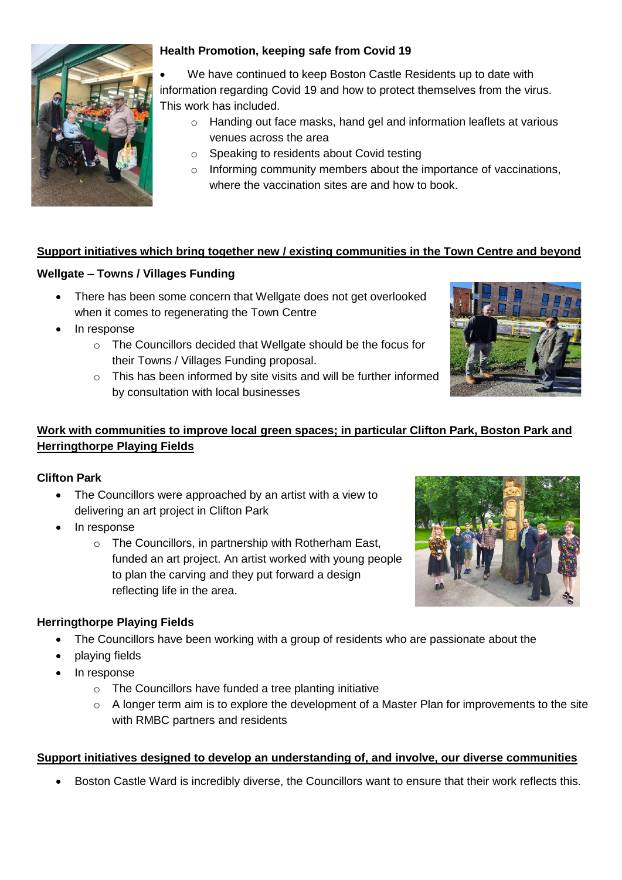**Health Promotion, keeping safe from Covid 19**

- We have continued to keep Boston Castle Residents up to date with information regarding Covid 19 and how to protect themselves from the virus. This work has included.
  - Handing out face masks, hand gel and information leaflets at various venues across the area
  - Speaking to residents about Covid testing
  - Informing community members about the importance of vaccinations, where the vaccination sites are and how to book.

## Support initiatives which bring together new / existing communities in the Town Centre and beyond

**Wellgate – Towns / Villages Funding**

- There has been some concern that Wellgate does not get overlooked when it comes to regenerating the Town Centre
- In response
  - The Councillors decided that Wellgate should be the focus for their Towns / Villages Funding proposal.
  - This has been informed by site visits and will be further informed by consultation with local businesses

## Work with communities to improve local green spaces; in particular Clifton Park, Boston Park and Herringthorpe Playing Fields

**Clifton Park**

- The Councillors were approached by an artist with a view to delivering an art project in Clifton Park
- In response
  - The Councillors, in partnership with Rotherham East, funded an art project. An artist worked with young people to plan the carving and they put forward a design reflecting life in the area.

**Herringthorpe Playing Fields**

- The Councillors have been working with a group of residents who are passionate about the
- playing fields
- In response
  - The Councillors have funded a tree planting initiative
  - A longer term aim is to explore the development of a Master Plan for improvements to the site with RMBC partners and residents

## Support initiatives designed to develop an understanding of, and involve, our diverse communities

- Boston Castle Ward is incredibly diverse, the Councillors want to ensure that their work reflects this.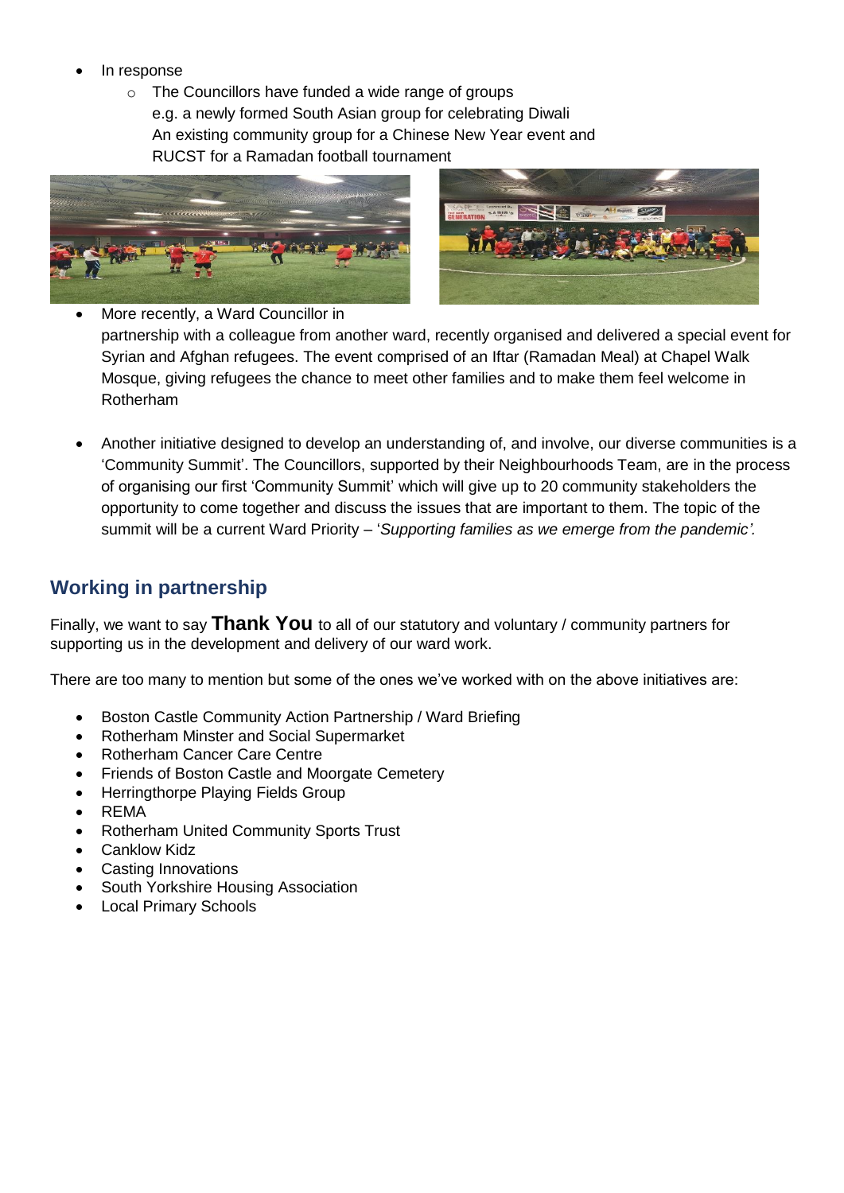- In response
    - The Councillors have funded a wide range of groups
      e.g. a newly formed South Asian group for celebrating Diwali
      An existing community group for a Chinese New Year event and
      RUCST for a Ramadan football tournament

- More recently, a Ward Councillor in partnership with a colleague from another ward, recently organised and delivered a special event for Syrian and Afghan refugees. The event comprised of an Iftar (Ramadan Meal) at Chapel Walk Mosque, giving refugees the chance to meet other families and to make them feel welcome in Rotherham

- Another initiative designed to develop an understanding of, and involve, our diverse communities is a 'Community Summit'. The Councillors, supported by their Neighbourhoods Team, are in the process of organising our first 'Community Summit' which will give up to 20 community stakeholders the opportunity to come together and discuss the issues that are important to them. The topic of the summit will be a current Ward Priority – '*Supporting families as we emerge from the pandemic'.*

## Working in partnership

Finally, we want to say **Thank You** to all of our statutory and voluntary / community partners for supporting us in the development and delivery of our ward work.

There are too many to mention but some of the ones we've worked with on the above initiatives are:

- Boston Castle Community Action Partnership / Ward Briefing
- Rotherham Minster and Social Supermarket
- Rotherham Cancer Care Centre
- Friends of Boston Castle and Moorgate Cemetery
- Herringthorpe Playing Fields Group
- REMA
- Rotherham United Community Sports Trust
- Canklow Kidz
- Casting Innovations
- South Yorkshire Housing Association
- Local Primary Schools